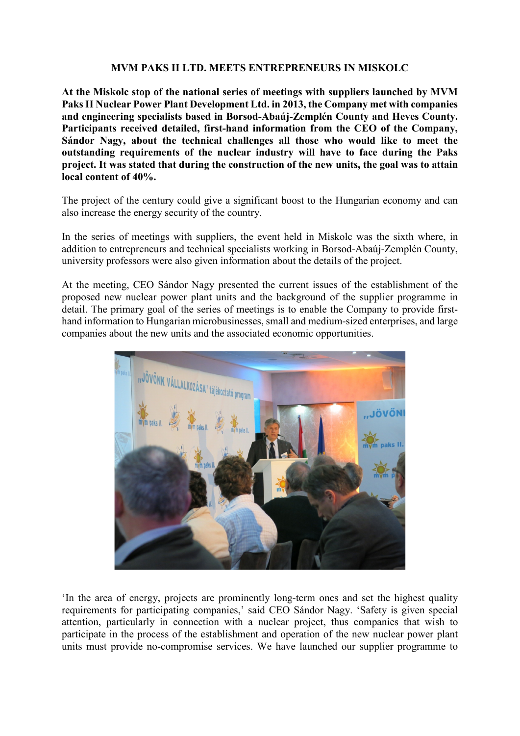# MVM PAKS II LTD. MEETS ENTREPRENEURS IN MISKOLC

**At the Miskolc stop of the national series of meetings with suppliers launched by MVM Paks II Nuclear Power Plant Development Ltd. in 2013, the Company met with companies and engineering specialists based in Borsod-Abaúj-Zemplén County and Heves County. Participants received detailed, first-hand information from the CEO of the Company, Sándor Nagy, about the technical challenges all those who would like to meet the outstanding requirements of the nuclear industry will have to face during the Paks project. It was stated that during the construction of the new units, the goal was to attain local content of 40%.**

The project of the century could give a significant boost to the Hungarian economy and can also increase the energy security of the country.

In the series of meetings with suppliers, the event held in Miskolc was the sixth where, in addition to entrepreneurs and technical specialists working in Borsod-Abaúj-Zemplén County, university professors were also given information about the details of the project.

At the meeting, CEO Sándor Nagy presented the current issues of the establishment of the proposed new nuclear power plant units and the background of the supplier programme in detail. The primary goal of the series of meetings is to enable the Company to provide first-hand information to Hungarian microbusinesses, small and medium-sized enterprises, and large companies about the new units and the associated economic opportunities.

'In the area of energy, projects are prominently long-term ones and set the highest quality requirements for participating companies,' said CEO Sándor Nagy. 'Safety is given special attention, particularly in connection with a nuclear project, thus companies that wish to participate in the process of the establishment and operation of the new nuclear power plant units must provide no-compromise services. We have launched our supplier programme to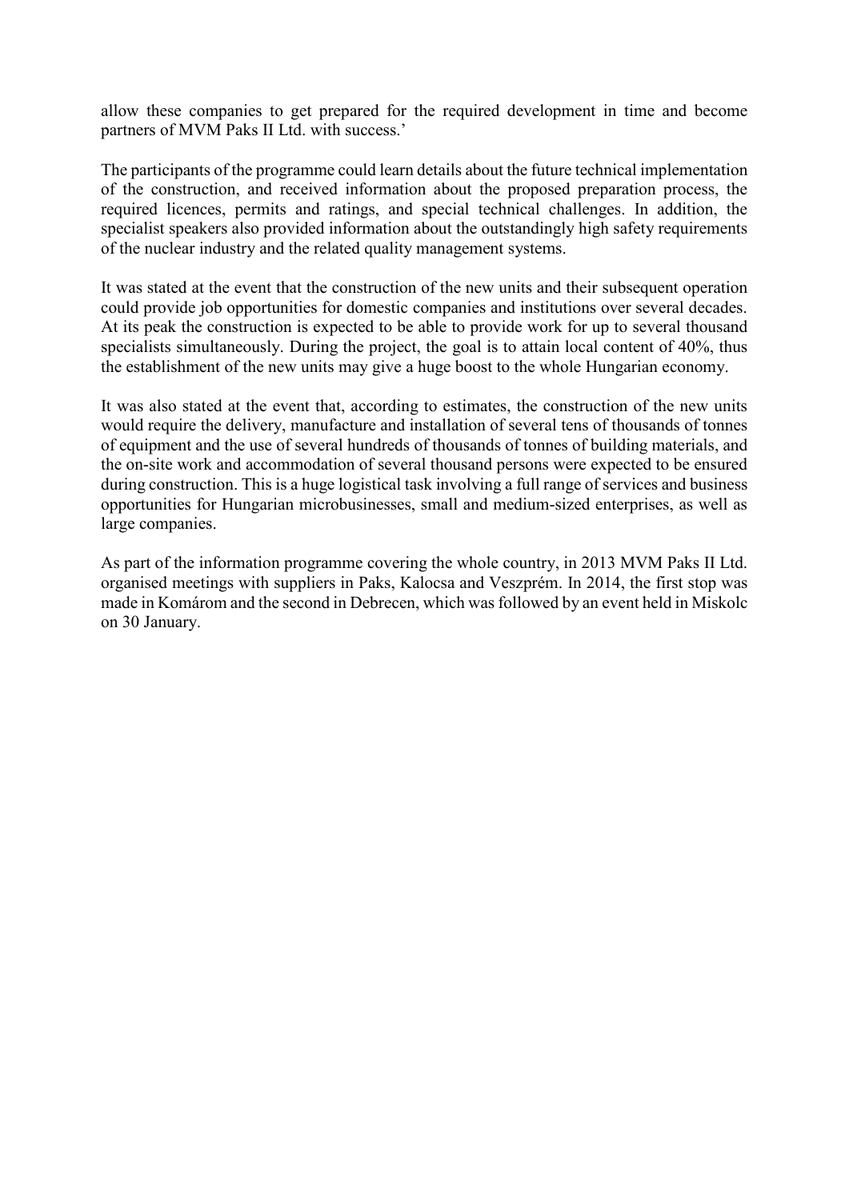allow these companies to get prepared for the required development in time and become partners of MVM Paks II Ltd. with success.'

The participants of the programme could learn details about the future technical implementation of the construction, and received information about the proposed preparation process, the required licences, permits and ratings, and special technical challenges. In addition, the specialist speakers also provided information about the outstandingly high safety requirements of the nuclear industry and the related quality management systems.

It was stated at the event that the construction of the new units and their subsequent operation could provide job opportunities for domestic companies and institutions over several decades. At its peak the construction is expected to be able to provide work for up to several thousand specialists simultaneously. During the project, the goal is to attain local content of 40%, thus the establishment of the new units may give a huge boost to the whole Hungarian economy.

It was also stated at the event that, according to estimates, the construction of the new units would require the delivery, manufacture and installation of several tens of thousands of tonnes of equipment and the use of several hundreds of thousands of tonnes of building materials, and the on-site work and accommodation of several thousand persons were expected to be ensured during construction. This is a huge logistical task involving a full range of services and business opportunities for Hungarian microbusinesses, small and medium-sized enterprises, as well as large companies.

As part of the information programme covering the whole country, in 2013 MVM Paks II Ltd. organised meetings with suppliers in Paks, Kalocsa and Veszprém. In 2014, the first stop was made in Komárom and the second in Debrecen, which was followed by an event held in Miskolc on 30 January.